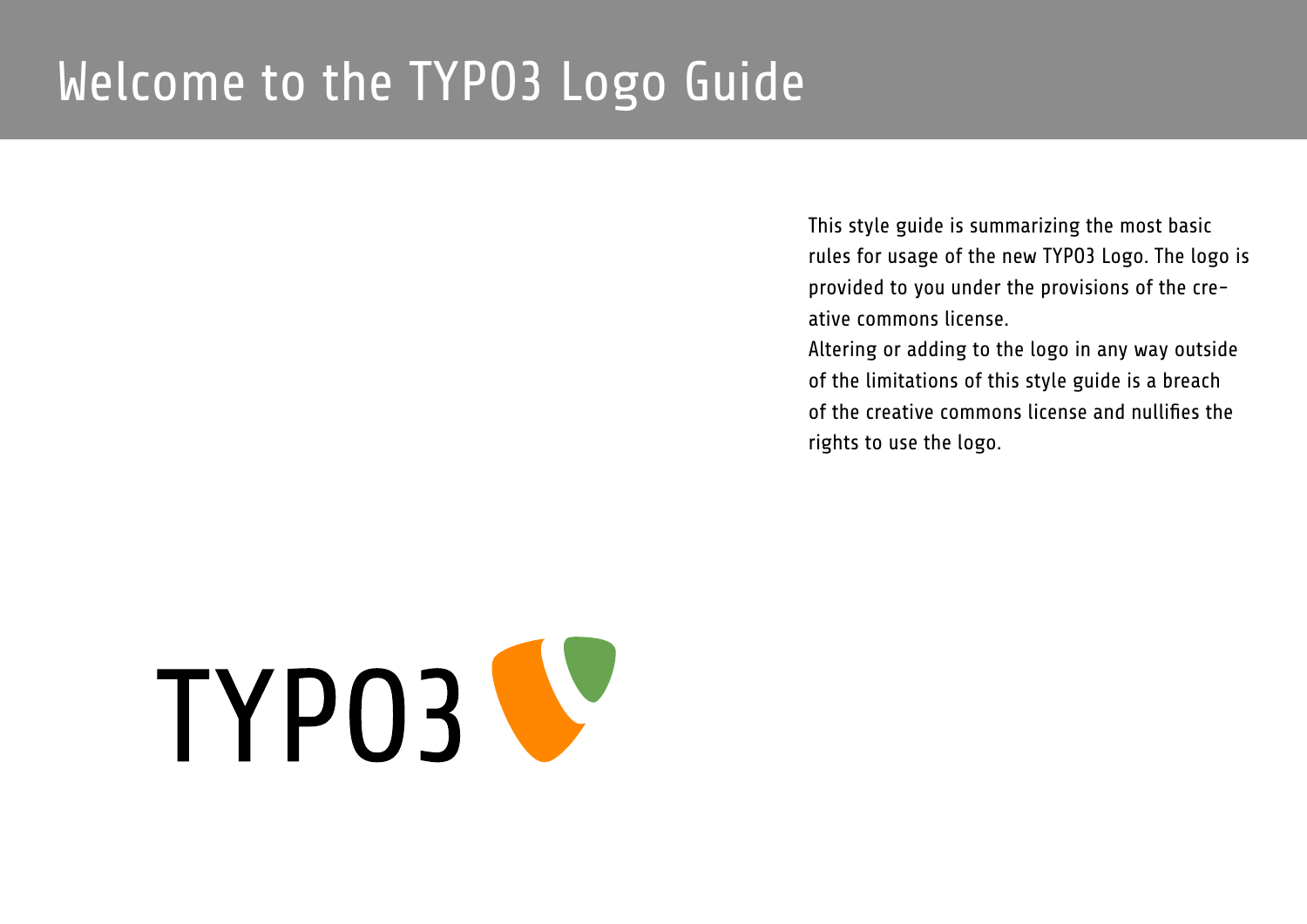# Welcome to the TYPO3 Logo Guide

This style guide is summarizing the most basic rules for usage of the new TYPO3 Logo. The logo is provided to you under the provisions of the creative commons license.
Altering or adding to the logo in any way outside of the limitations of this style guide is a breach of the creative commons license and nullifies the rights to use the logo.

TYPO3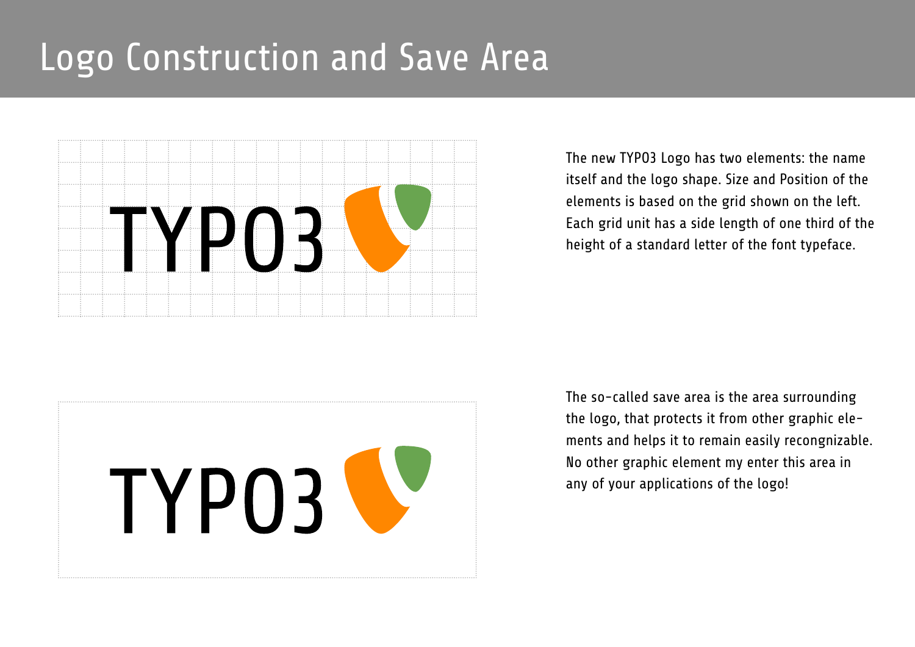# Logo Construction and Save Area

The new TYPO3 Logo has two elements: the name itself and the logo shape. Size and Position of the elements is based on the grid shown on the left. Each grid unit has a side length of one third of the height of a standard letter of the font typeface.

The so-called save area is the area surrounding the logo, that protects it from other graphic elements and helps it to remain easily recongnizable. No other graphic element my enter this area in any of your applications of the logo!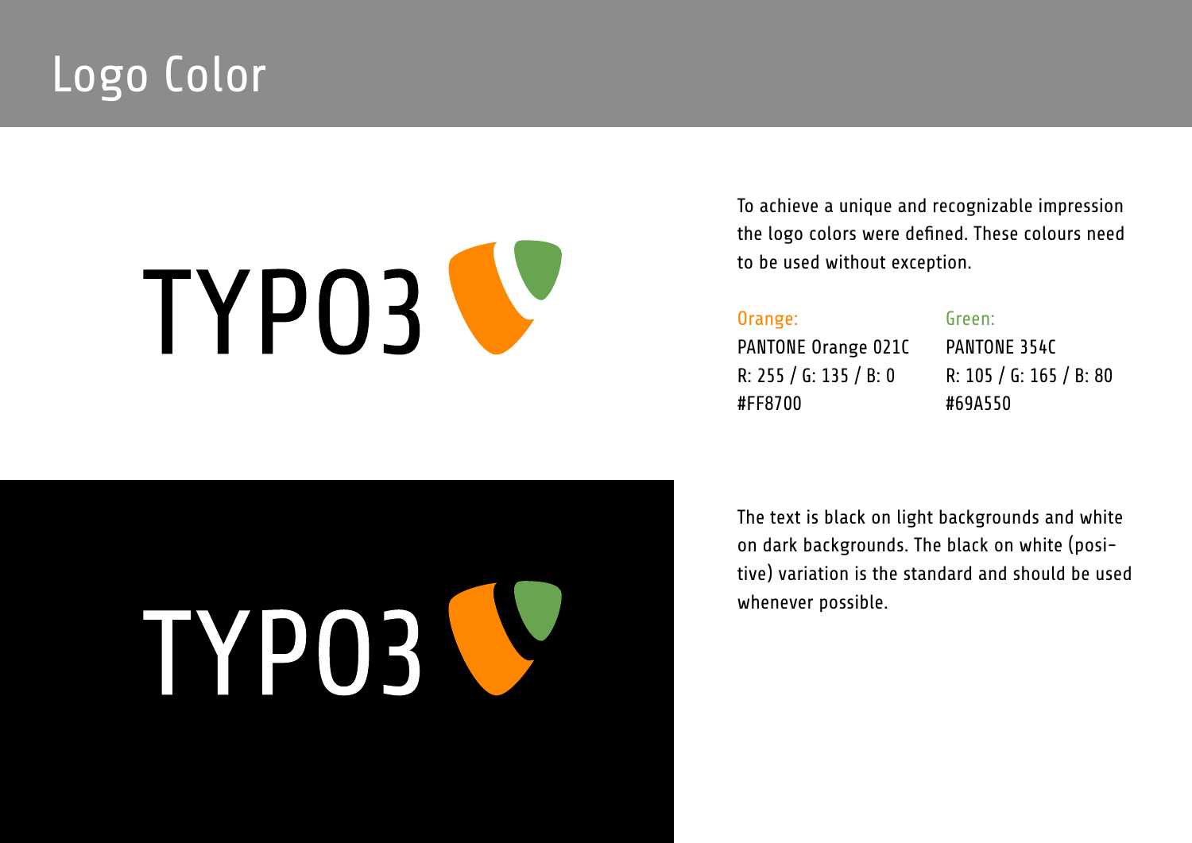# Logo Color

To achieve a unique and recognizable impression the logo colors were defined. These colours need to be used without exception.

| Orange: | Green: |
|---|---|
| PANTONE Orange 021C | PANTONE 354C |
| R: 255 / G: 135 / B: 0 | R: 105 / G: 165 / B: 80 |
| #FF8700 | #69A550 |

The text is black on light backgrounds and white on dark backgrounds. The black on white (positive) variation is the standard and should be used whenever possible.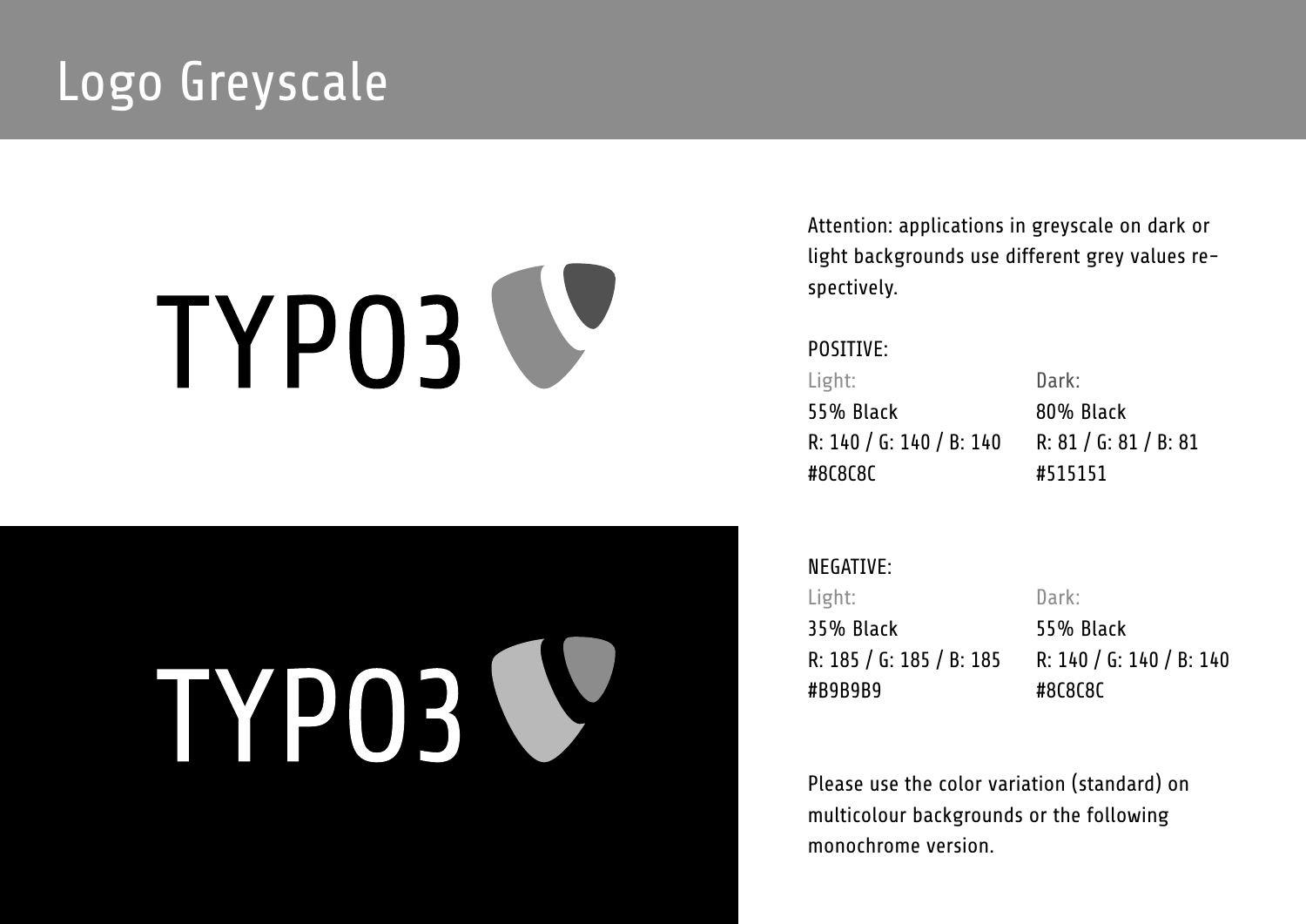# Logo Greyscale

TYPO3

TYPO3

Attention: applications in greyscale on dark or light backgrounds use different grey values respectively.

POSITIVE:

| Light: | Dark: |
|---|---|
| 55% Black | 80% Black |
| R: 140 / G: 140 / B: 140 | R: 81 / G: 81 / B: 81 |
| #8C8C8C | #515151 |

NEGATIVE:

| Light: | Dark: |
|---|---|
| 35% Black | 55% Black |
| R: 185 / G: 185 / B: 185 | R: 140 / G: 140 / B: 140 |
| #B9B9B9 | #8C8C8C |

Please use the color variation (standard) on multicolour backgrounds or the following monochrome version.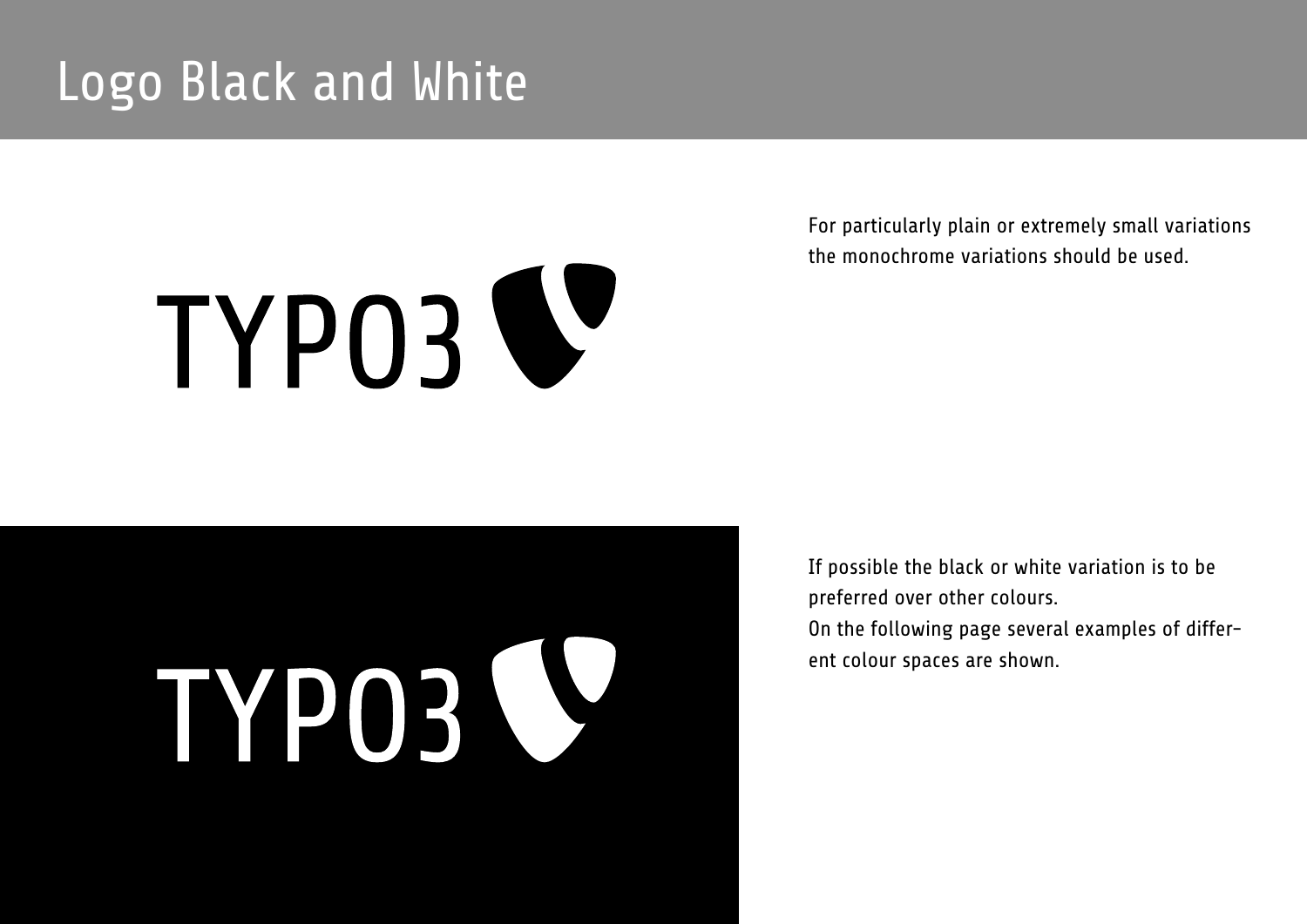# Logo Black and White

For particularly plain or extremely small variations the monochrome variations should be used.

If possible the black or white variation is to be preferred over other colours.
On the following page several examples of different colour spaces are shown.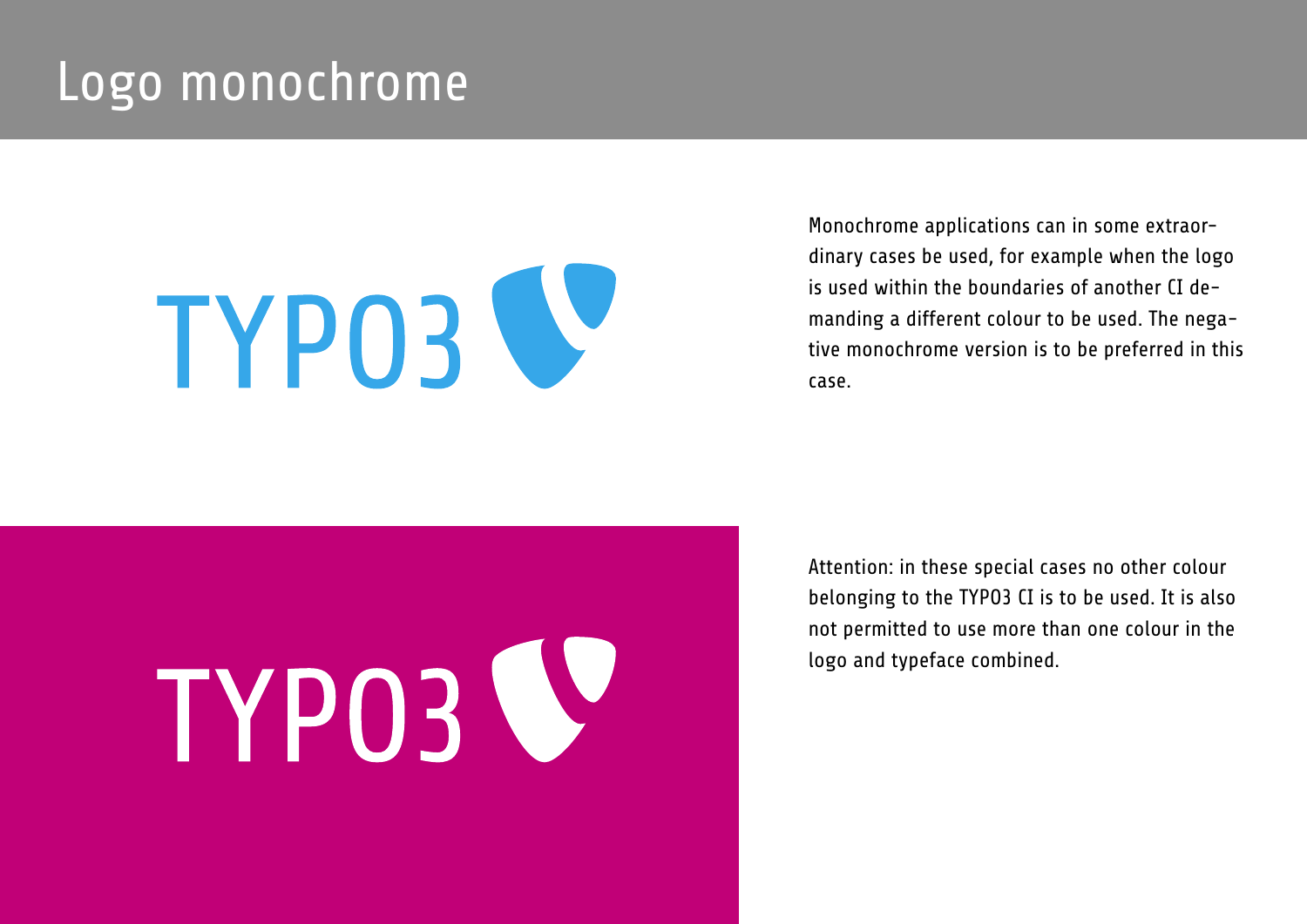# Logo monochrome

Monochrome applications can in some extraordinary cases be used, for example when the logo is used within the boundaries of another CI demanding a different colour to be used. The negative monochrome version is to be preferred in this case.

Attention: in these special cases no other colour belonging to the TYPO3 CI is to be used. It is also not permitted to use more than one colour in the logo and typeface combined.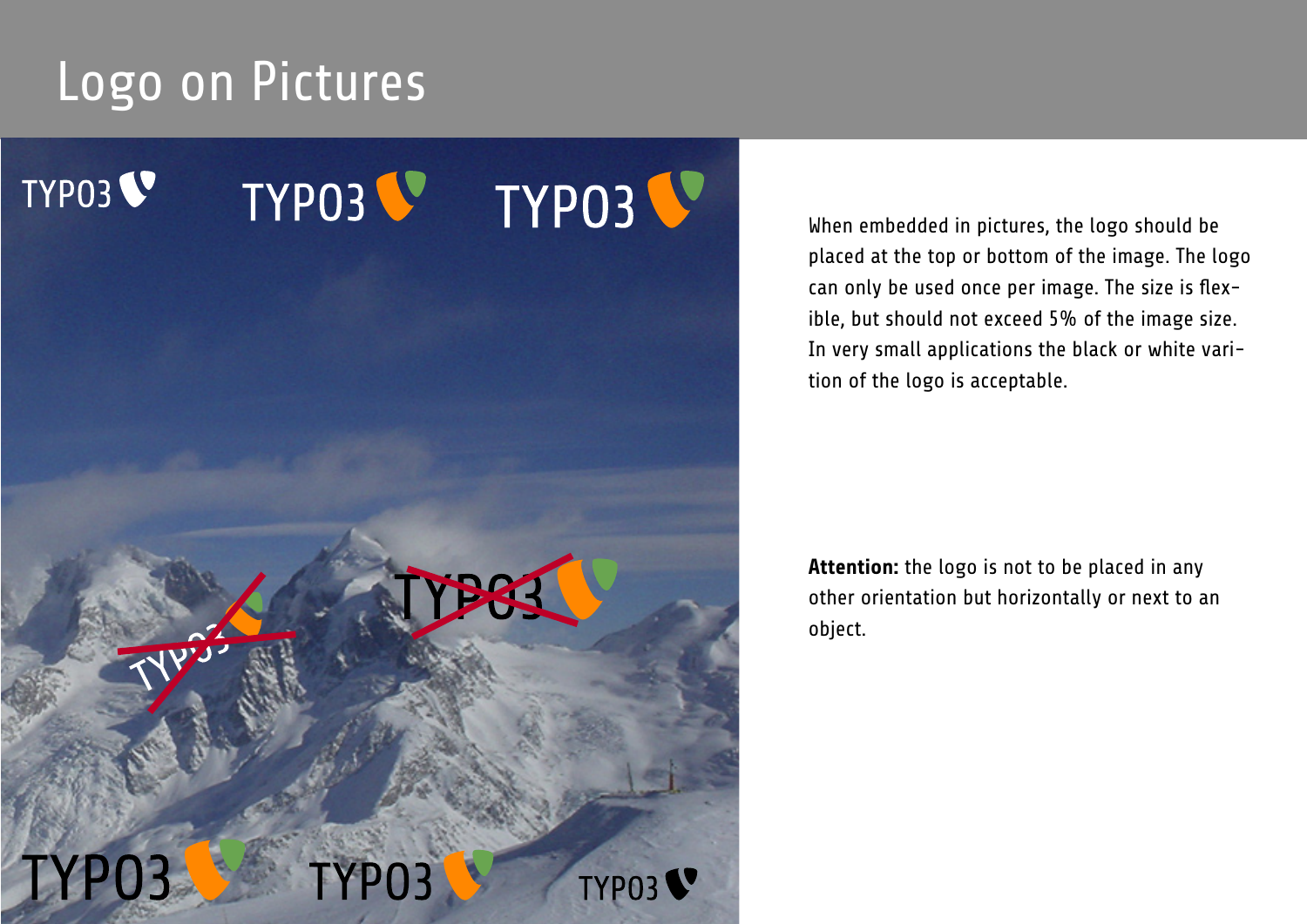# Logo on Pictures

When embedded in pictures, the logo should be placed at the top or bottom of the image. The logo can only be used once per image. The size is flexible, but should not exceed 5% of the image size. In very small applications the black or white variation of the logo is acceptable.

**Attention:** the logo is not to be placed in any other orientation but horizontally or next to an object.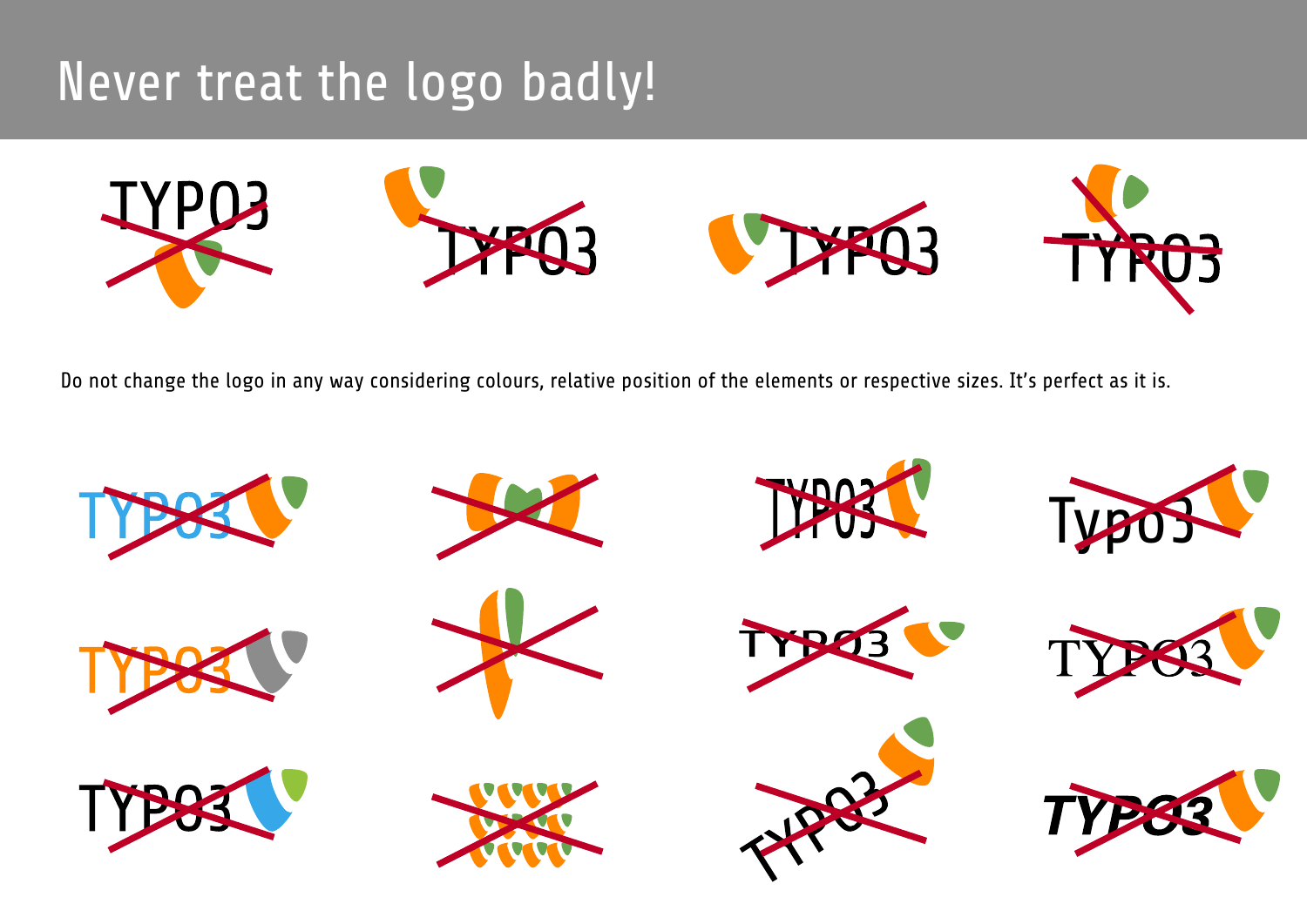# Never treat the logo badly!

Do not change the logo in any way considering colours, relative position of the elements or respective sizes. It's perfect as it is.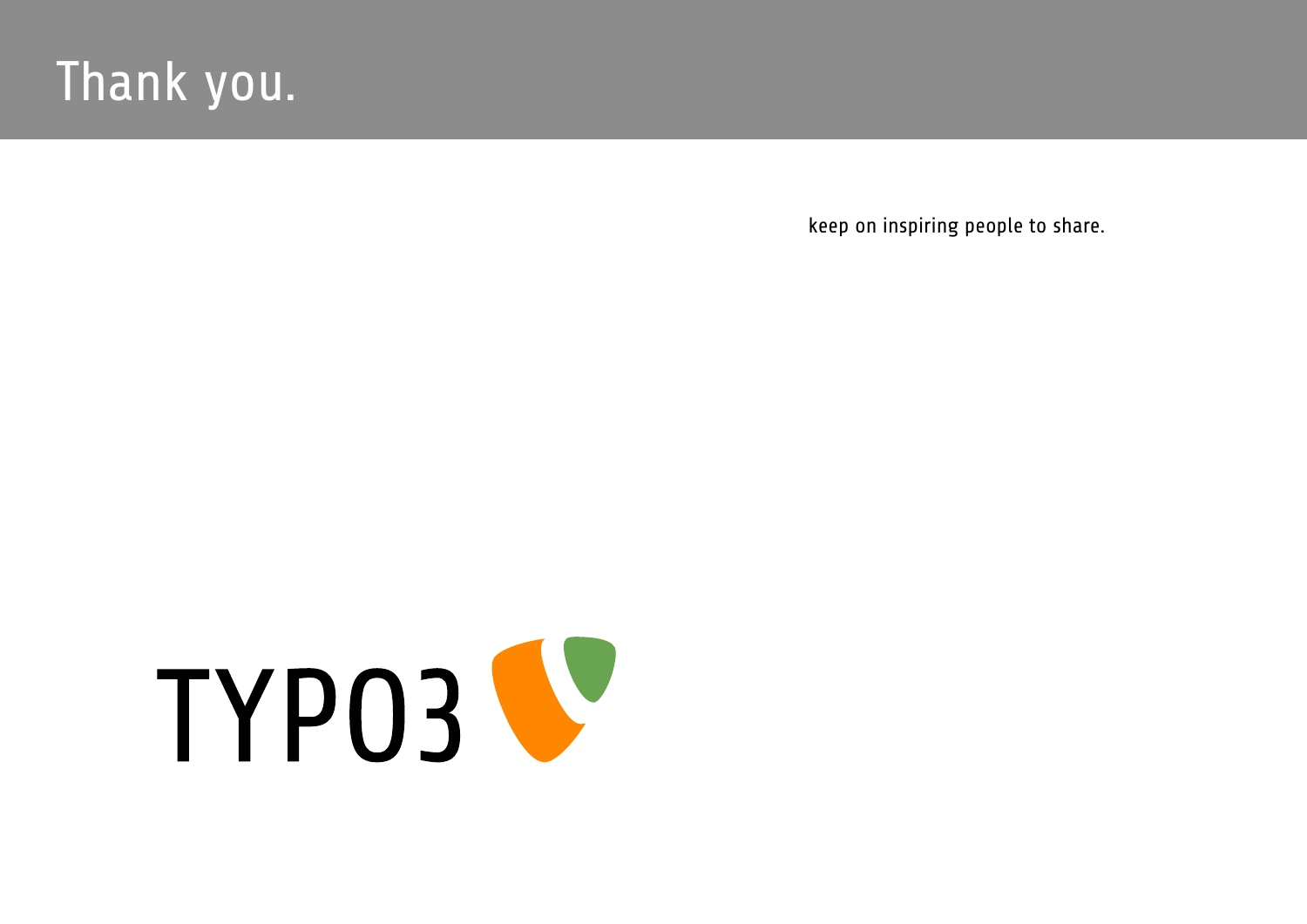# Thank you.

keep on inspiring people to share.

TYPO3